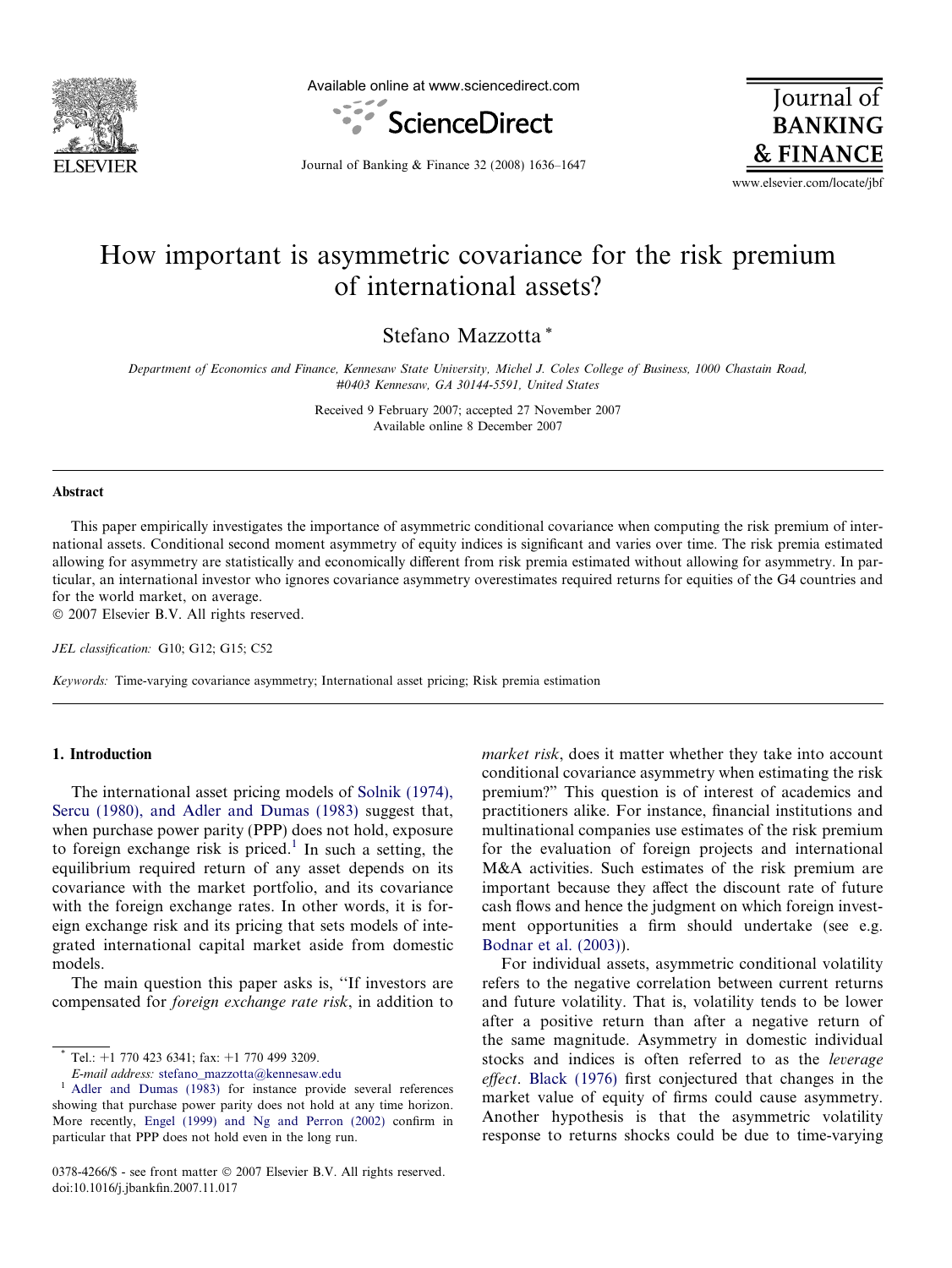# How important is asymmetric covariance for the risk premium of international assets?

Stefano Mazzotta *

*Department of Economics and Finance, Kennesaw State University, Michel J. Coles College of Business, 1000 Chastain Road, #0403 Kennesaw, GA 30144-5591, United States*

Received 9 February 2007; accepted 27 November 2007
Available online 8 December 2007

## Abstract

This paper empirically investigates the importance of asymmetric conditional covariance when computing the risk premium of international assets. Conditional second moment asymmetry of equity indices is significant and varies over time. The risk premia estimated allowing for asymmetry are statistically and economically different from risk premia estimated without allowing for asymmetry. In particular, an international investor who ignores covariance asymmetry overestimates required returns for equities of the G4 countries and for the world market, on average.
© 2007 Elsevier B.V. All rights reserved.

*JEL classification:* G10; G12; G15; C52

*Keywords:* Time-varying covariance asymmetry; International asset pricing; Risk premia estimation

## 1. Introduction

The international asset pricing models of Solnik (1974), Sercu (1980), and Adler and Dumas (1983) suggest that, when purchase power parity (PPP) does not hold, exposure to foreign exchange risk is priced.[1] In such a setting, the equilibrium required return of any asset depends on its covariance with the market portfolio, and its covariance with the foreign exchange rates. In other words, it is foreign exchange risk and its pricing that sets models of integrated international capital market aside from domestic models.

The main question this paper asks is, "If investors are compensated for *foreign exchange rate risk*, in addition to *market risk*, does it matter whether they take into account conditional covariance asymmetry when estimating the risk premium?" This question is of interest of academics and practitioners alike. For instance, financial institutions and multinational companies use estimates of the risk premium for the evaluation of foreign projects and international M&A activities. Such estimates of the risk premium are important because they affect the discount rate of future cash flows and hence the judgment on which foreign investment opportunities a firm should undertake (see e.g. Bodnar et al. (2003)).

For individual assets, asymmetric conditional volatility refers to the negative correlation between current returns and future volatility. That is, volatility tends to be lower after a positive return than after a negative return of the same magnitude. Asymmetry in domestic individual stocks and indices is often referred to as the *leverage effect*. Black (1976) first conjectured that changes in the market value of equity of firms could cause asymmetry. Another hypothesis is that the asymmetric volatility response to returns shocks could be due to time-varying

---

* Tel.: +1 770 423 6341; fax: +1 770 499 3209.
*E-mail address:* stefano_mazzotta@kennesaw.edu

[1] Adler and Dumas (1983) for instance provide several references showing that purchase power parity does not hold at any time horizon. More recently, Engel (1999) and Ng and Perron (2002) confirm in particular that PPP does not hold even in the long run.

0378-4266/$ - see front matter © 2007 Elsevier B.V. All rights reserved.
doi:10.1016/j.jbankfin.2007.11.017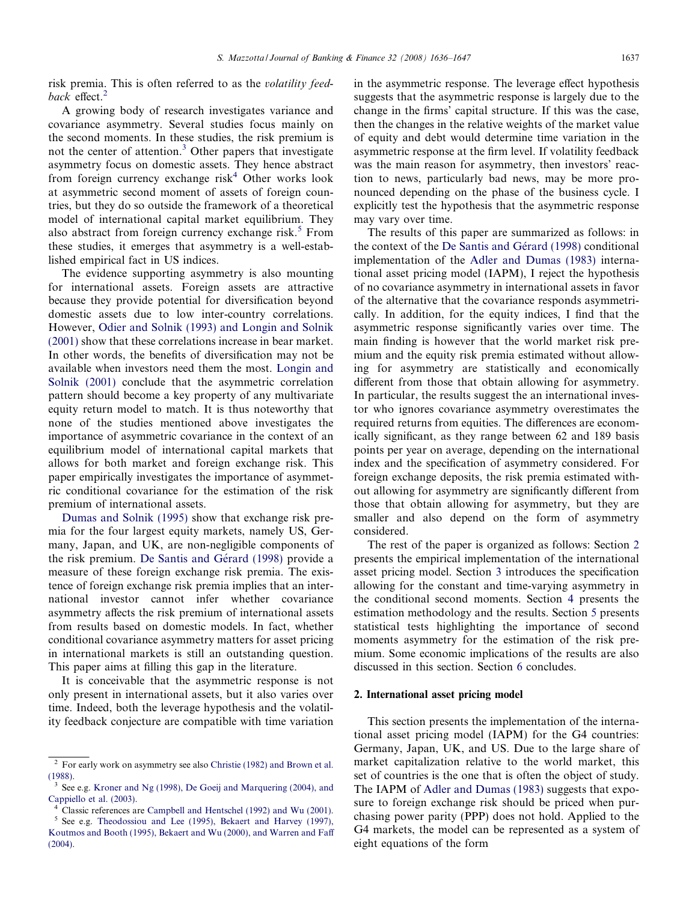risk premia. This is often referred to as the *volatility feedback* effect.[2]

A growing body of research investigates variance and covariance asymmetry. Several studies focus mainly on the second moments. In these studies, the risk premium is not the center of attention.[3] Other papers that investigate asymmetry focus on domestic assets. They hence abstract from foreign currency exchange risk[4] Other works look at asymmetric second moment of assets of foreign countries, but they do so outside the framework of a theoretical model of international capital market equilibrium. They also abstract from foreign currency exchange risk.[5] From these studies, it emerges that asymmetry is a well-established empirical fact in US indices.

The evidence supporting asymmetry is also mounting for international assets. Foreign assets are attractive because they provide potential for diversification beyond domestic assets due to low inter-country correlations. However, Odier and Solnik (1993) and Longin and Solnik (2001) show that these correlations increase in bear market. In other words, the benefits of diversification may not be available when investors need them the most. Longin and Solnik (2001) conclude that the asymmetric correlation pattern should become a key property of any multivariate equity return model to match. It is thus noteworthy that none of the studies mentioned above investigates the importance of asymmetric covariance in the context of an equilibrium model of international capital markets that allows for both market and foreign exchange risk. This paper empirically investigates the importance of asymmetric conditional covariance for the estimation of the risk premium of international assets.

Dumas and Solnik (1995) show that exchange risk premia for the four largest equity markets, namely US, Germany, Japan, and UK, are non-negligible components of the risk premium. De Santis and Gérard (1998) provide a measure of these foreign exchange risk premia. The existence of foreign exchange risk premia implies that an international investor cannot infer whether covariance asymmetry affects the risk premium of international assets from results based on domestic models. In fact, whether conditional covariance asymmetry matters for asset pricing in international markets is still an outstanding question. This paper aims at filling this gap in the literature.

It is conceivable that the asymmetric response is not only present in international assets, but it also varies over time. Indeed, both the leverage hypothesis and the volatility feedback conjecture are compatible with time variation in the asymmetric response. The leverage effect hypothesis suggests that the asymmetric response is largely due to the change in the firms' capital structure. If this was the case, then the changes in the relative weights of the market value of equity and debt would determine time variation in the asymmetric response at the firm level. If volatility feedback was the main reason for asymmetry, then investors' reaction to news, particularly bad news, may be more pronounced depending on the phase of the business cycle. I explicitly test the hypothesis that the asymmetric response may vary over time.

The results of this paper are summarized as follows: in the context of the De Santis and Gérard (1998) conditional implementation of the Adler and Dumas (1983) international asset pricing model (IAPM), I reject the hypothesis of no covariance asymmetry in international assets in favor of the alternative that the covariance responds asymmetrically. In addition, for the equity indices, I find that the asymmetric response significantly varies over time. The main finding is however that the world market risk premium and the equity risk premia estimated without allowing for asymmetry are statistically and economically different from those that obtain allowing for asymmetry. In particular, the results suggest the an international investor who ignores covariance asymmetry overestimates the required returns from equities. The differences are economically significant, as they range between 62 and 189 basis points per year on average, depending on the international index and the specification of asymmetry considered. For foreign exchange deposits, the risk premia estimated without allowing for asymmetry are significantly different from those that obtain allowing for asymmetry, but they are smaller and also depend on the form of asymmetry considered.

The rest of the paper is organized as follows: Section 2 presents the empirical implementation of the international asset pricing model. Section 3 introduces the specification allowing for the constant and time-varying asymmetry in the conditional second moments. Section 4 presents the estimation methodology and the results. Section 5 presents statistical tests highlighting the importance of second moments asymmetry for the estimation of the risk premium. Some economic implications of the results are also discussed in this section. Section 6 concludes.

## 2. International asset pricing model

This section presents the implementation of the international asset pricing model (IAPM) for the G4 countries: Germany, Japan, UK, and US. Due to the large share of market capitalization relative to the world market, this set of countries is the one that is often the object of study. The IAPM of Adler and Dumas (1983) suggests that exposure to foreign exchange risk should be priced when purchasing power parity (PPP) does not hold. Applied to the G4 markets, the model can be represented as a system of eight equations of the form

---

[2] For early work on asymmetry see also Christie (1982) and Brown et al. (1988).

[3] See e.g. Kroner and Ng (1998), De Goeij and Marquering (2004), and Cappiello et al. (2003).

[4] Classic references are Campbell and Hentschel (1992) and Wu (2001).

[5] See e.g. Theodossiou and Lee (1995), Bekaert and Harvey (1997), Koutmos and Booth (1995), Bekaert and Wu (2000), and Warren and Faff (2004).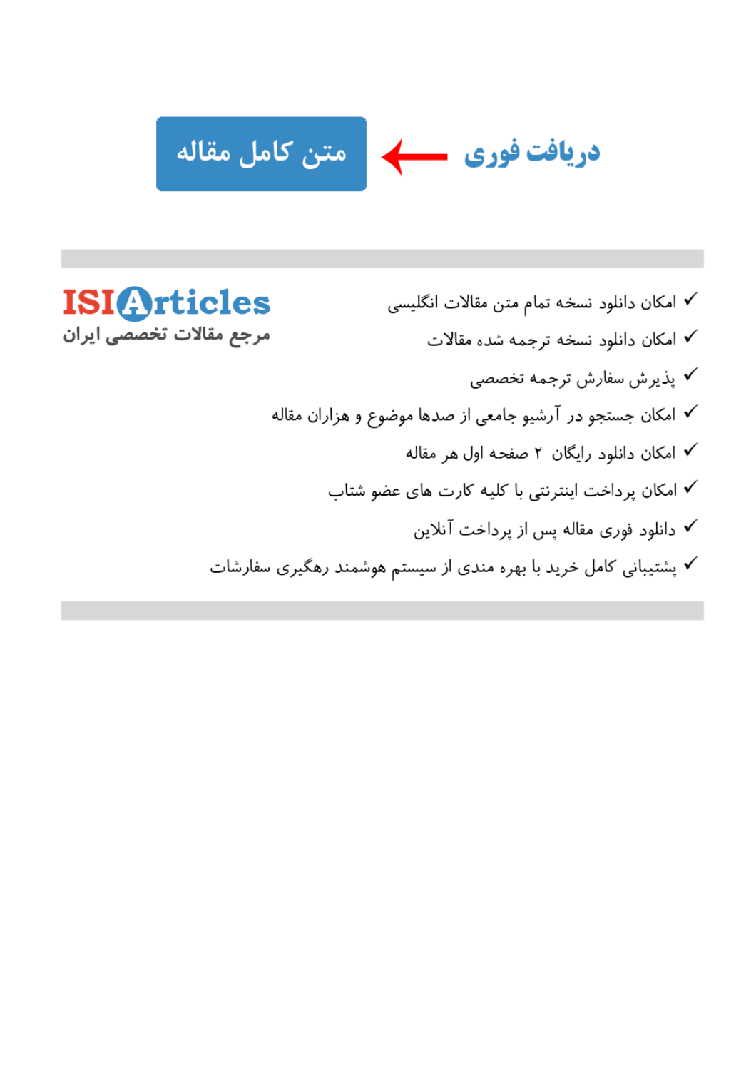دریافت فوری ← متن کامل مقاله

ISIArticles

مرجع مقالات تخصصی ایران

- ✓ امکان دانلود نسخه تمام متن مقالات انگلیسی
- ✓ امکان دانلود نسخه ترجمه شده مقالات
- ✓ پذیرش سفارش ترجمه تخصصی
- ✓ امکان جستجو در آرشیو جامعی از صدها موضوع و هزاران مقاله
- ✓ امکان دانلود رایگان ۲ صفحه اول هر مقاله
- ✓ امکان پرداخت اینترنتی با کلیه کارت های عضو شتاب
- ✓ دانلود فوری مقاله پس از پرداخت آنلاین
- ✓ پشتیبانی کامل خرید با بهره مندی از سیستم هوشمند رهگیری سفارشات